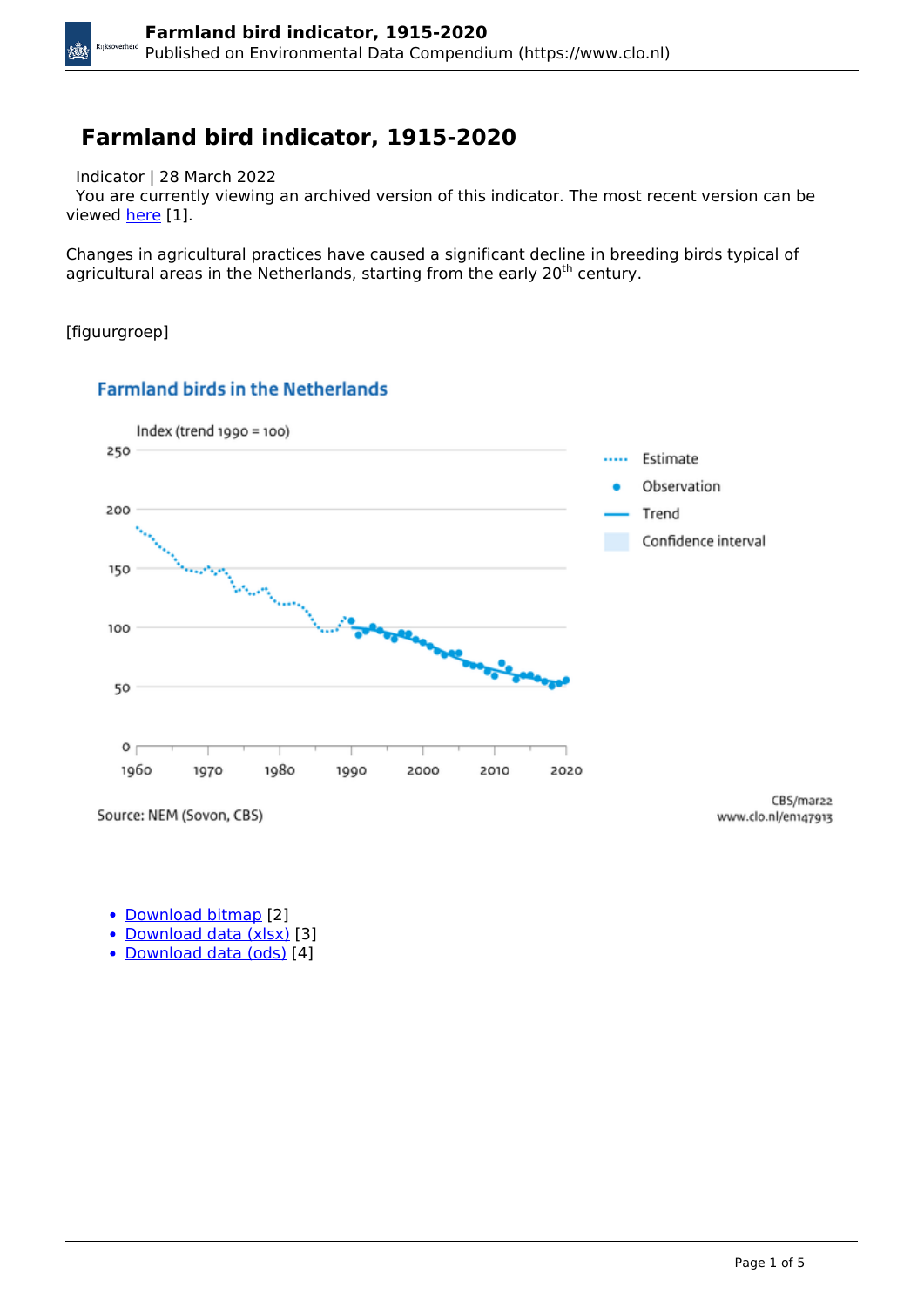# Farmland bird indicator, 1915-2020

Indicator | 28 March 2022

You are currently viewing an archived version of this indicator. The most recent version can be viewed here [1].

Changes in agricultural practices have caused a significant decline in breeding birds typical of agricultural areas in the Netherlands, starting from the early 20th century.

[figuurgroep]

Farmland birds in the Netherlands

Index (trend 1990 = 100)

Source: NEM (Sovon, CBS)

CBS/mar22
www.clo.nl/en147913

- Download bitmap [2]
- Download data (xlsx) [3]
- Download data (ods) [4]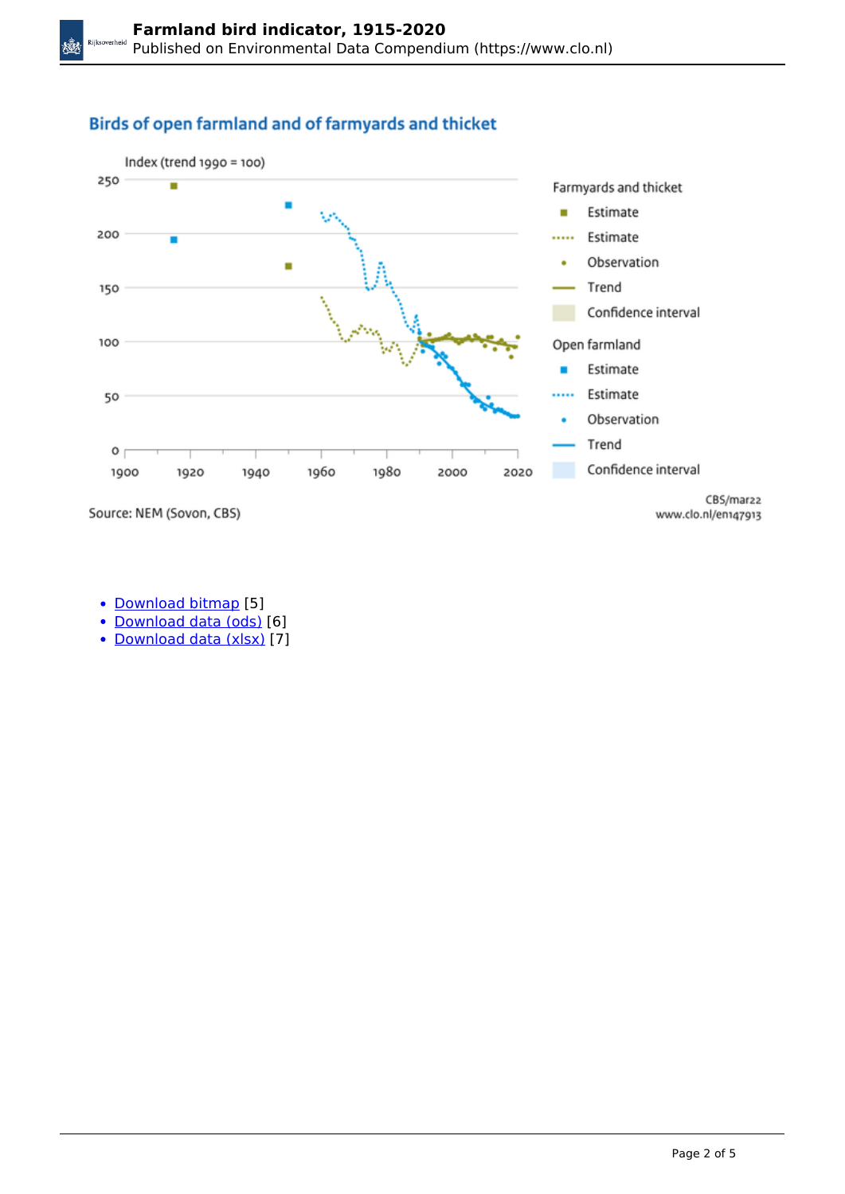## Birds of open farmland and of farmyards and thicket

Index (trend 1990 = 100)

Farmyards and thicket
- Estimate
- Estimate
- Observation
- Trend
- Confidence interval

Open farmland
- Estimate
- Estimate
- Observation
- Trend
- Confidence interval

Source: NEM (Sovon, CBS)

CBS/mar22
www.clo.nl/en147913

- Download bitmap [5]
- Download data (ods) [6]
- Download data (xlsx) [7]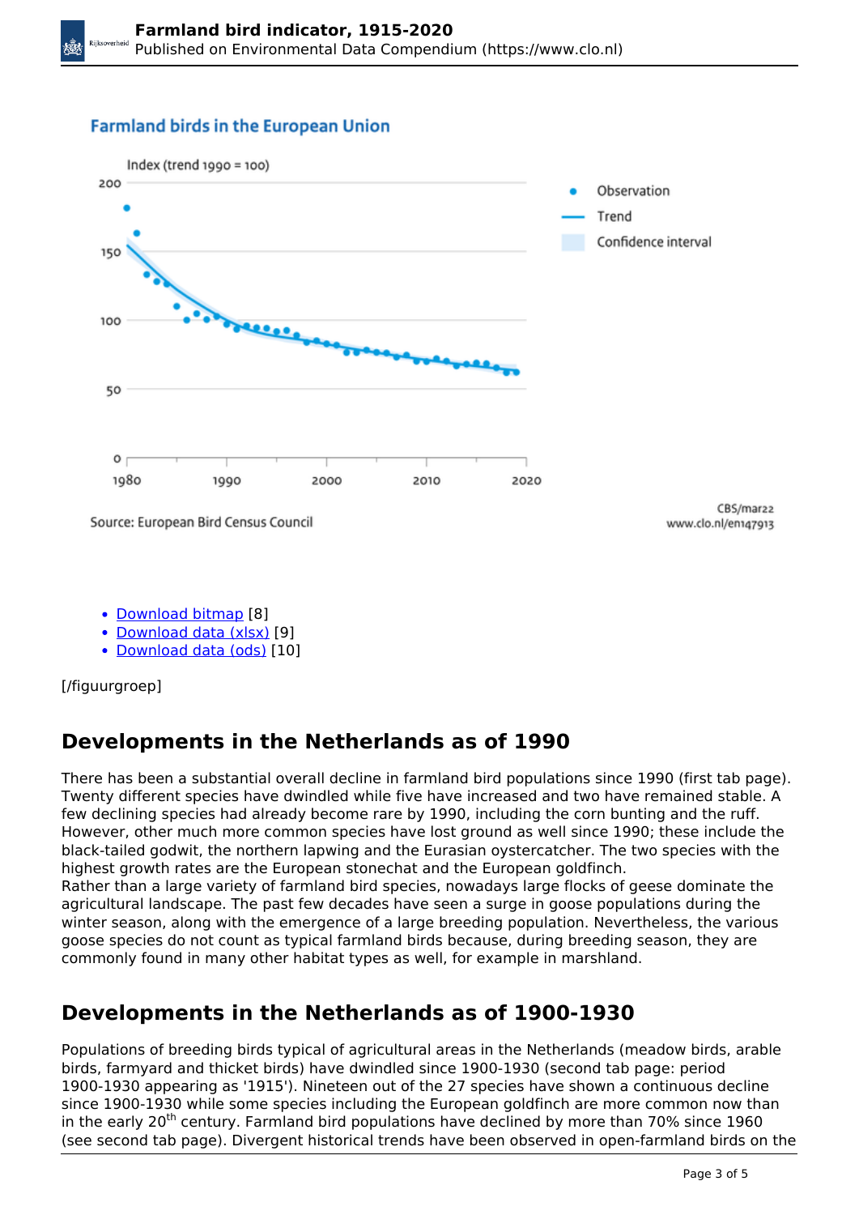Farmland birds in the European Union

Index (trend 1990 = 100)

Source: European Bird Census Council

CBS/mar22
www.clo.nl/en147913

- Download bitmap [8]
- Download data (xlsx) [9]
- Download data (ods) [10]

[/figuurgroep]

## Developments in the Netherlands as of 1990

There has been a substantial overall decline in farmland bird populations since 1990 (first tab page). Twenty different species have dwindled while five have increased and two have remained stable. A few declining species had already become rare by 1990, including the corn bunting and the ruff. However, other much more common species have lost ground as well since 1990; these include the black-tailed godwit, the northern lapwing and the Eurasian oystercatcher. The two species with the highest growth rates are the European stonechat and the European goldfinch.
Rather than a large variety of farmland bird species, nowadays large flocks of geese dominate the agricultural landscape. The past few decades have seen a surge in goose populations during the winter season, along with the emergence of a large breeding population. Nevertheless, the various goose species do not count as typical farmland birds because, during breeding season, they are commonly found in many other habitat types as well, for example in marshland.

## Developments in the Netherlands as of 1900-1930

Populations of breeding birds typical of agricultural areas in the Netherlands (meadow birds, arable birds, farmyard and thicket birds) have dwindled since 1900-1930 (second tab page: period 1900-1930 appearing as '1915'). Nineteen out of the 27 species have shown a continuous decline since 1900-1930 while some species including the European goldfinch are more common now than in the early 20th century. Farmland bird populations have declined by more than 70% since 1960 (see second tab page). Divergent historical trends have been observed in open-farmland birds on the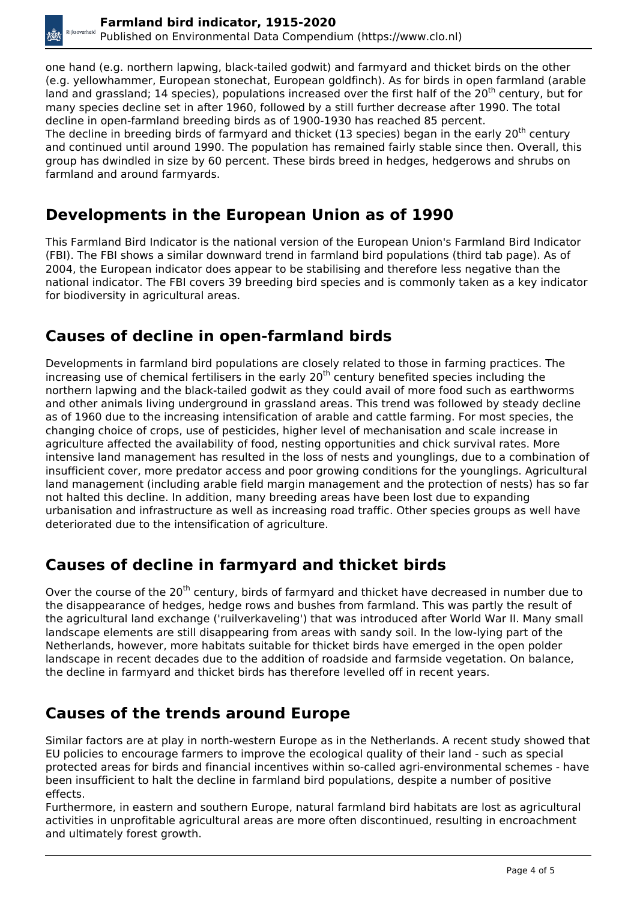one hand (e.g. northern lapwing, black-tailed godwit) and farmyard and thicket birds on the other (e.g. yellowhammer, European stonechat, European goldfinch). As for birds in open farmland (arable land and grassland; 14 species), populations increased over the first half of the 20th century, but for many species decline set in after 1960, followed by a still further decrease after 1990. The total decline in open-farmland breeding birds as of 1900-1930 has reached 85 percent.
The decline in breeding birds of farmyard and thicket (13 species) began in the early 20th century and continued until around 1990. The population has remained fairly stable since then. Overall, this group has dwindled in size by 60 percent. These birds breed in hedges, hedgerows and shrubs on farmland and around farmyards.

## Developments in the European Union as of 1990

This Farmland Bird Indicator is the national version of the European Union's Farmland Bird Indicator (FBI). The FBI shows a similar downward trend in farmland bird populations (third tab page). As of 2004, the European indicator does appear to be stabilising and therefore less negative than the national indicator. The FBI covers 39 breeding bird species and is commonly taken as a key indicator for biodiversity in agricultural areas.

## Causes of decline in open-farmland birds

Developments in farmland bird populations are closely related to those in farming practices. The increasing use of chemical fertilisers in the early 20th century benefited species including the northern lapwing and the black-tailed godwit as they could avail of more food such as earthworms and other animals living underground in grassland areas. This trend was followed by steady decline as of 1960 due to the increasing intensification of arable and cattle farming. For most species, the changing choice of crops, use of pesticides, higher level of mechanisation and scale increase in agriculture affected the availability of food, nesting opportunities and chick survival rates. More intensive land management has resulted in the loss of nests and younglings, due to a combination of insufficient cover, more predator access and poor growing conditions for the younglings. Agricultural land management (including arable field margin management and the protection of nests) has so far not halted this decline. In addition, many breeding areas have been lost due to expanding urbanisation and infrastructure as well as increasing road traffic. Other species groups as well have deteriorated due to the intensification of agriculture.

## Causes of decline in farmyard and thicket birds

Over the course of the 20th century, birds of farmyard and thicket have decreased in number due to the disappearance of hedges, hedge rows and bushes from farmland. This was partly the result of the agricultural land exchange ('ruilverkaveling') that was introduced after World War II. Many small landscape elements are still disappearing from areas with sandy soil. In the low-lying part of the Netherlands, however, more habitats suitable for thicket birds have emerged in the open polder landscape in recent decades due to the addition of roadside and farmside vegetation. On balance, the decline in farmyard and thicket birds has therefore levelled off in recent years.

## Causes of the trends around Europe

Similar factors are at play in north-western Europe as in the Netherlands. A recent study showed that EU policies to encourage farmers to improve the ecological quality of their land - such as special protected areas for birds and financial incentives within so-called agri-environmental schemes - have been insufficient to halt the decline in farmland bird populations, despite a number of positive effects.
Furthermore, in eastern and southern Europe, natural farmland bird habitats are lost as agricultural activities in unprofitable agricultural areas are more often discontinued, resulting in encroachment and ultimately forest growth.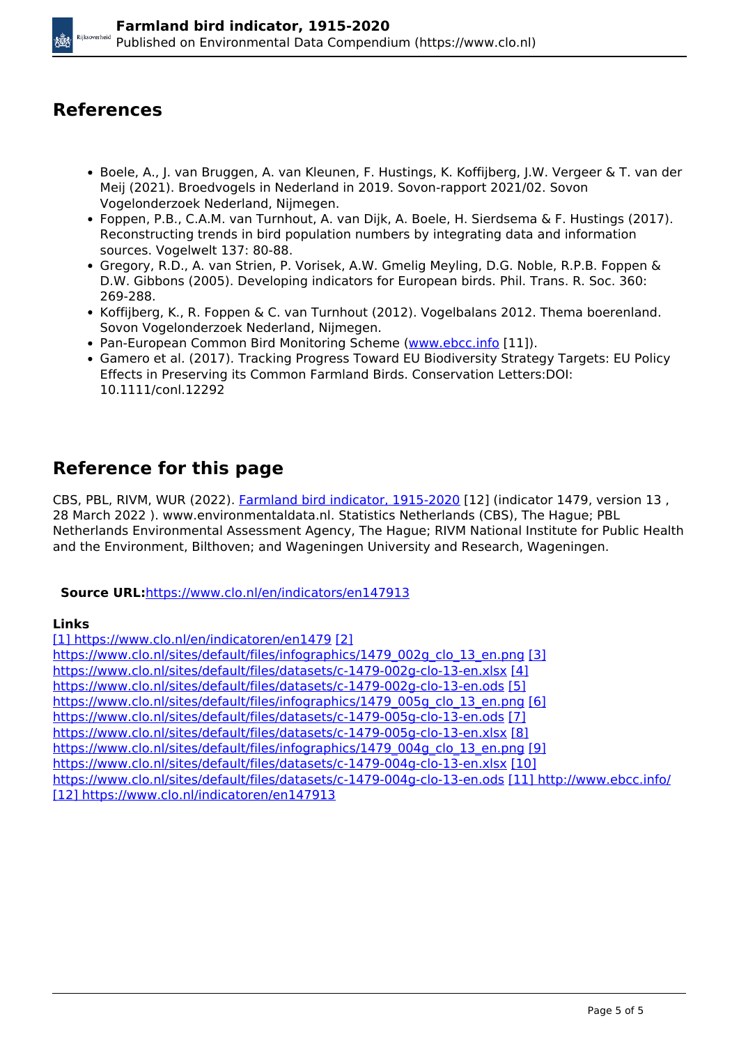## References

- Boele, A., J. van Bruggen, A. van Kleunen, F. Hustings, K. Koffijberg, J.W. Vergeer & T. van der Meij (2021). Broedvogels in Nederland in 2019. Sovon-rapport 2021/02. Sovon Vogelonderzoek Nederland, Nijmegen.
- Foppen, P.B., C.A.M. van Turnhout, A. van Dijk, A. Boele, H. Sierdsema & F. Hustings (2017). Reconstructing trends in bird population numbers by integrating data and information sources. Vogelwelt 137: 80-88.
- Gregory, R.D., A. van Strien, P. Vorisek, A.W. Gmelig Meyling, D.G. Noble, R.P.B. Foppen & D.W. Gibbons (2005). Developing indicators for European birds. Phil. Trans. R. Soc. 360: 269-288.
- Koffijberg, K., R. Foppen & C. van Turnhout (2012). Vogelbalans 2012. Thema boerenland. Sovon Vogelonderzoek Nederland, Nijmegen.
- Pan-European Common Bird Monitoring Scheme (www.ebcc.info [11]).
- Gamero et al. (2017). Tracking Progress Toward EU Biodiversity Strategy Targets: EU Policy Effects in Preserving its Common Farmland Birds. Conservation Letters:DOI: 10.1111/conl.12292

## Reference for this page

CBS, PBL, RIVM, WUR (2022). Farmland bird indicator, 1915-2020 [12] (indicator 1479, version 13 , 28 March 2022 ). www.environmentaldata.nl. Statistics Netherlands (CBS), The Hague; PBL Netherlands Environmental Assessment Agency, The Hague; RIVM National Institute for Public Health and the Environment, Bilthoven; and Wageningen University and Research, Wageningen.

**Source URL:**https://www.clo.nl/en/indicators/en147913

**Links**
[1] https://www.clo.nl/en/indicatoren/en1479 [2] https://www.clo.nl/sites/default/files/infographics/1479_002g_clo_13_en.png [3] https://www.clo.nl/sites/default/files/datasets/c-1479-002g-clo-13-en.xlsx [4] https://www.clo.nl/sites/default/files/datasets/c-1479-002g-clo-13-en.ods [5] https://www.clo.nl/sites/default/files/infographics/1479_005g_clo_13_en.png [6] https://www.clo.nl/sites/default/files/datasets/c-1479-005g-clo-13-en.ods [7] https://www.clo.nl/sites/default/files/datasets/c-1479-005g-clo-13-en.xlsx [8] https://www.clo.nl/sites/default/files/infographics/1479_004g_clo_13_en.png [9] https://www.clo.nl/sites/default/files/datasets/c-1479-004g-clo-13-en.xlsx [10] https://www.clo.nl/sites/default/files/datasets/c-1479-004g-clo-13-en.ods [11] http://www.ebcc.info/ [12] https://www.clo.nl/indicatoren/en147913